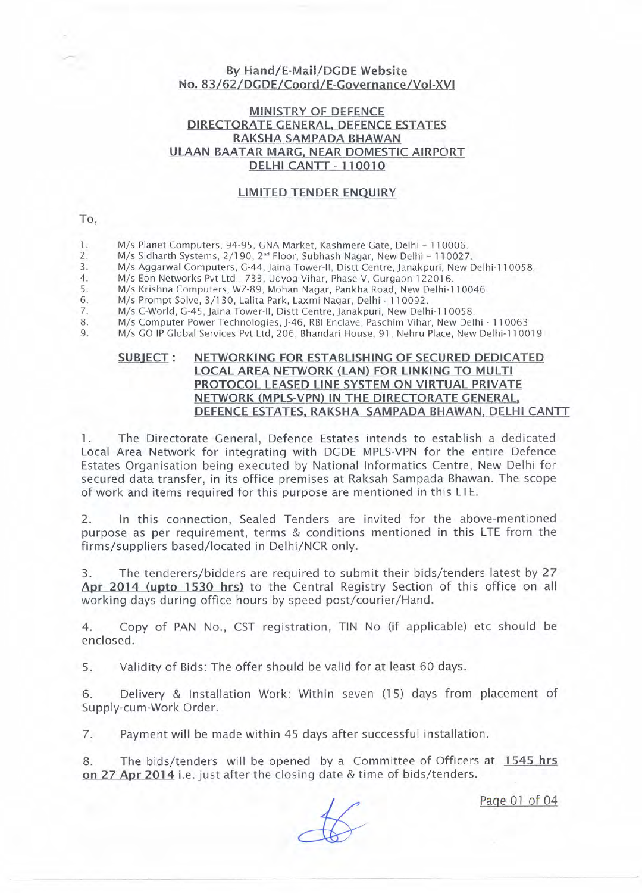**By Hand/E-Mail/DGDE Website**
**No. 83/62/DGDE/Coord/E-Governance/Vol-XVI**

**MINISTRY OF DEFENCE**
**DIRECTORATE GENERAL, DEFENCE ESTATES**
**RAKSHA SAMPADA BHAWAN**
**ULAAN BAATAR MARG, NEAR DOMESTIC AIRPORT**
**DELHI CANTT - 110010**

**LIMITED TENDER ENQUIRY**

To,

1. M/s Planet Computers, 94-95, GNA Market, Kashmere Gate, Delhi – 110006.
2. M/s Sidharth Systems, 2/190, 2nd Floor, Subhash Nagar, New Delhi – 110027.
3. M/s Aggarwal Computers, G-44, Jaina Tower-II, Distt Centre, Janakpuri, New Delhi-110058.
4. M/s Eon Networks Pvt Ltd., 733, Udyog Vihar, Phase-V, Gurgaon-122016.
5. M/s Krishna Computers, WZ-89, Mohan Nagar, Pankha Road, New Delhi-110046.
6. M/s Prompt Solve, 3/130, Lalita Park, Laxmi Nagar, Delhi - 110092.
7. M/s C-World, G-45, Jaina Tower-II, Distt Centre, Janakpuri, New Delhi-110058.
8. M/s Computer Power Technologies, J-46, RBI Enclave, Paschim Vihar, New Delhi - 110063
9. M/s GO IP Global Services Pvt Ltd, 206, Bhandari House, 91, Nehru Place, New Delhi-110019

**SUBJECT : NETWORKING FOR ESTABLISHING OF SECURED DEDICATED LOCAL AREA NETWORK (LAN) FOR LINKING TO MULTI PROTOCOL LEASED LINE SYSTEM ON VIRTUAL PRIVATE NETWORK (MPLS-VPN) IN THE DIRECTORATE GENERAL, DEFENCE ESTATES, RAKSHA SAMPADA BHAWAN, DELHI CANTT**

1. The Directorate General, Defence Estates intends to establish a dedicated Local Area Network for integrating with DGDE MPLS-VPN for the entire Defence Estates Organisation being executed by National Informatics Centre, New Delhi for secured data transfer, in its office premises at Raksah Sampada Bhawan. The scope of work and items required for this purpose are mentioned in this LTE.

2. In this connection, Sealed Tenders are invited for the above-mentioned purpose as per requirement, terms & conditions mentioned in this LTE from the firms/suppliers based/located in Delhi/NCR only.

3. The tenderers/bidders are required to submit their bids/tenders latest by **27 Apr 2014 (upto 1530 hrs)** to the Central Registry Section of this office on all working days during office hours by speed post/courier/Hand.

4. Copy of PAN No., CST registration, TIN No (if applicable) etc should be enclosed.

5. Validity of Bids: The offer should be valid for at least 60 days.

6. Delivery & Installation Work: Within seven (15) days from placement of Supply-cum-Work Order.

7. Payment will be made within 45 days after successful installation.

8. The bids/tenders will be opened by a Committee of Officers at **1545 hrs on 27 Apr 2014** i.e. just after the closing date & time of bids/tenders.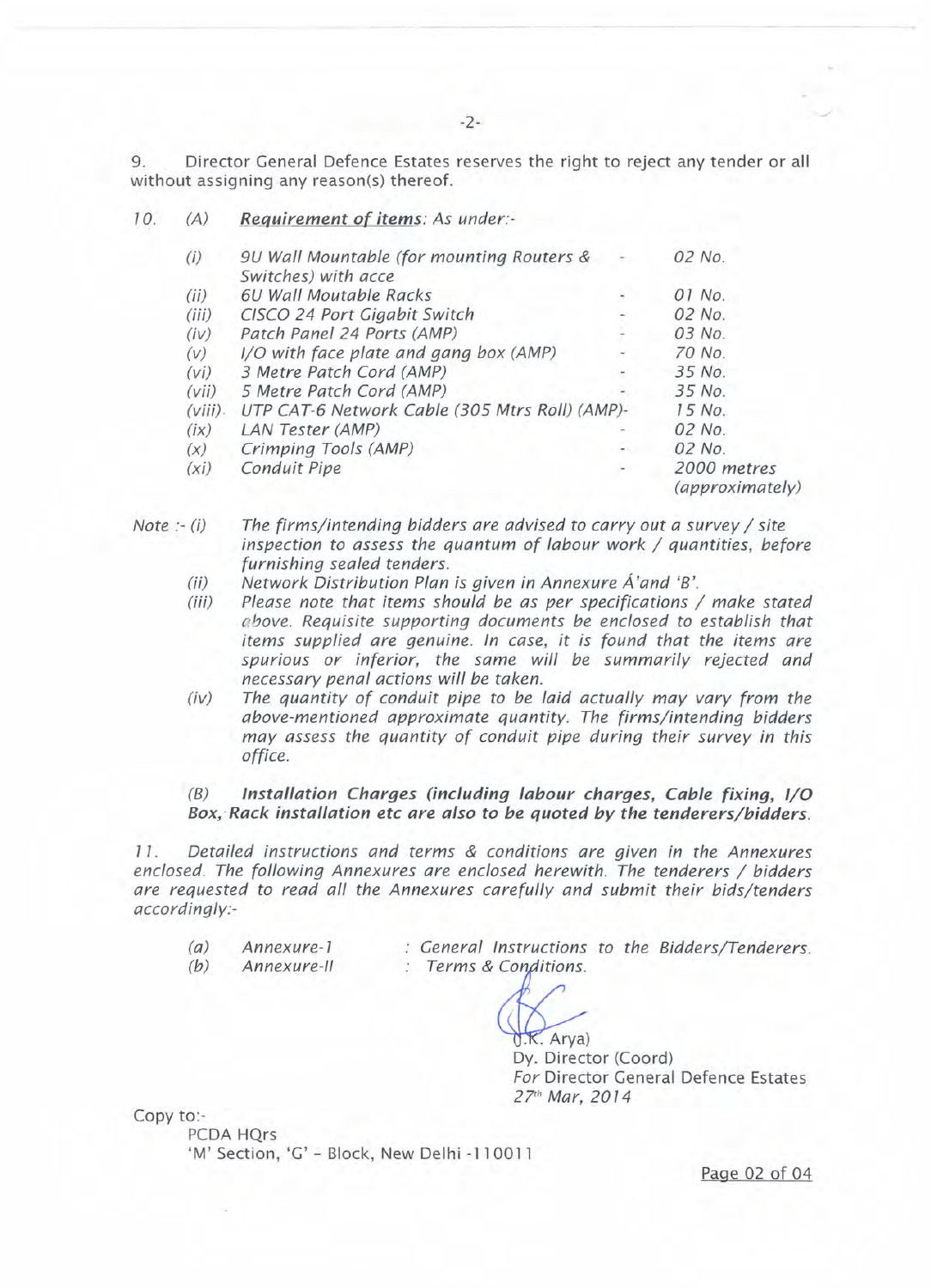9. Director General Defence Estates reserves the right to reject any tender or all without assigning any reason(s) thereof.

10. (A) ***Requirement of items**: As under:-*

| | | | |
|---|---|---|---|
| *(i)* | *9U Wall Mountable (for mounting Routers & Switches) with acce* | - | *02 No.* |
| *(ii)* | *6U Wall Moutable Racks* | - | *01 No.* |
| *(iii)* | *CISCO 24 Port Gigabit Switch* | - | *02 No.* |
| *(iv)* | *Patch Panel 24 Ports (AMP)* | - | *03 No.* |
| *(v)* | *I/O with face plate and gang box (AMP)* | - | *70 No.* |
| *(vi)* | *3 Metre Patch Cord (AMP)* | - | *35 No.* |
| *(vii)* | *5 Metre Patch Cord (AMP)* | - | *35 No.* |
| *(viii)* | *UTP CAT-6 Network Cable (305 Mtrs Roll) (AMP)* | - | *15 No.* |
| *(ix)* | *LAN Tester (AMP)* | - | *02 No.* |
| *(x)* | *Crimping Tools (AMP)* | - | *02 No.* |
| *(xi)* | *Conduit Pipe* | - | *2000 metres (approximately)* |

*Note :- (i) The firms/intending bidders are advised to carry out a survey / site inspection to assess the quantum of labour work / quantities, before furnishing sealed tenders.*

*(ii) Network Distribution Plan is given in Annexure Á'and 'B'.*

*(iii) Please note that items should be as per specifications / make stated above. Requisite supporting documents be enclosed to establish that items supplied are genuine. In case, it is found that the items are spurious or inferior, the same will be summarily rejected and necessary penal actions will be taken.*

*(iv) The quantity of conduit pipe to be laid actually may vary from the above-mentioned approximate quantity. The firms/intending bidders may assess the quantity of conduit pipe during their survey in this office.*

*(B)* ***Installation Charges (including labour charges, Cable fixing, I/O Box, Rack installation etc are also to be quoted by the tenderers/bidders.***

*11. Detailed instructions and terms & conditions are given in the Annexures enclosed. The following Annexures are enclosed herewith. The tenderers / bidders are requested to read all the Annexures carefully and submit their bids/tenders accordingly:-*

*(a) Annexure-I : General Instructions to the Bidders/Tenderers.*
*(b) Annexure-II : Terms & Conditions.*

(J.K. Arya)
Dy. Director (Coord)
*For* Director General Defence Estates
*27th Mar, 2014*

Copy to:-
PCDA HQrs
'M' Section, 'G' - Block, New Delhi -110011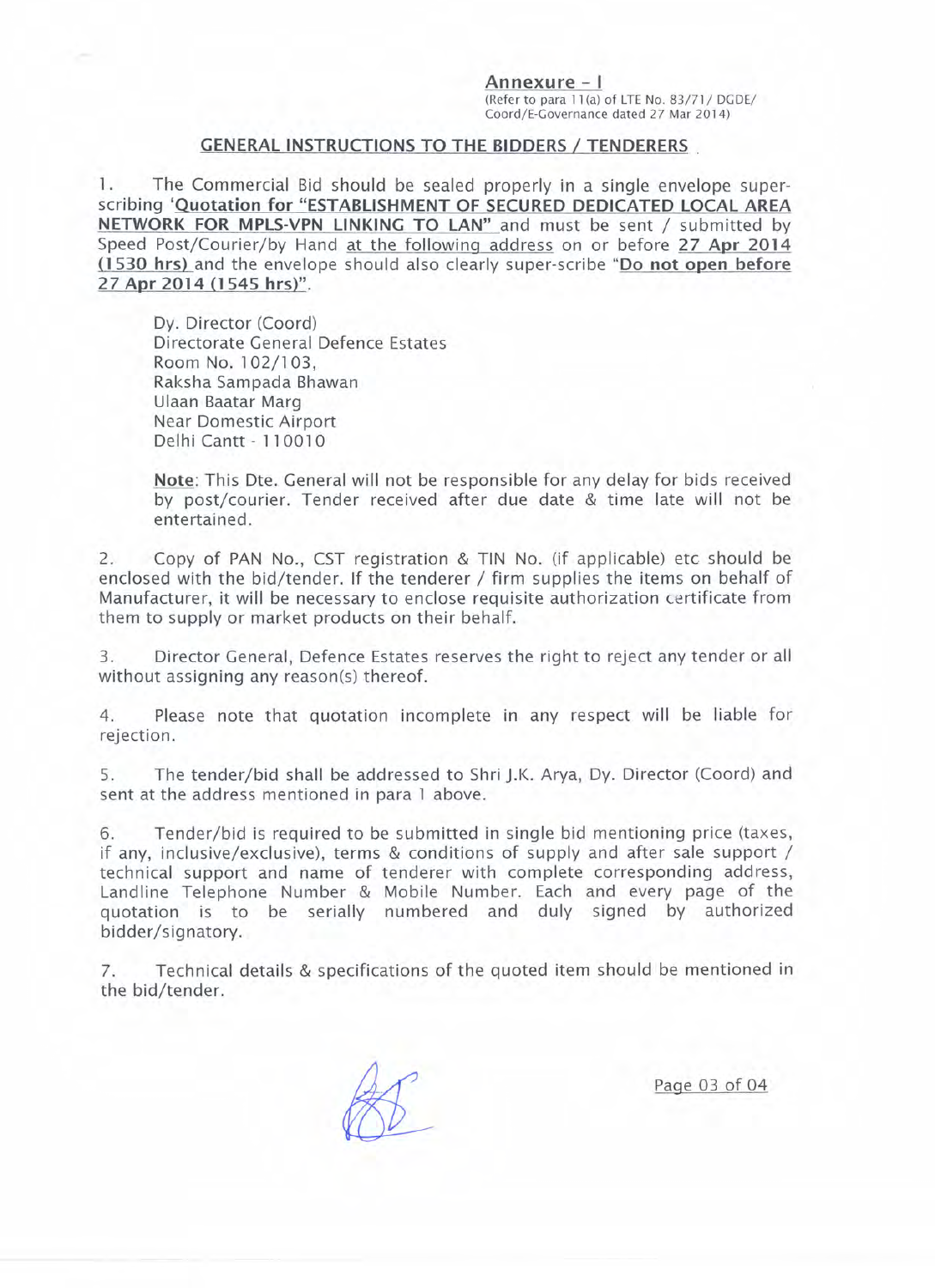**Annexure - I**
(Refer to para 11(a) of LTE No. 83/71/ DGDE/ Coord/E-Governance dated 27 Mar 2014)

## GENERAL INSTRUCTIONS TO THE BIDDERS / TENDERERS

1. The Commercial Bid should be sealed properly in a single envelope super-scribing '**Quotation for "ESTABLISHMENT OF SECURED DEDICATED LOCAL AREA NETWORK FOR MPLS-VPN LINKING TO LAN"** and must be sent / submitted by Speed Post/Courier/by Hand at the following address on or before **27 Apr 2014 (1530 hrs)** and the envelope should also clearly super-scribe "**Do not open before 27 Apr 2014 (1545 hrs)**".

   Dy. Director (Coord)
   Directorate General Defence Estates
   Room No. 102/103,
   Raksha Sampada Bhawan
   Ulaan Baatar Marg
   Near Domestic Airport
   Delhi Cantt - 110010

   **Note**: This Dte. General will not be responsible for any delay for bids received by post/courier. Tender received after due date & time late will not be entertained.

2. Copy of PAN No., CST registration & TIN No. (if applicable) etc should be enclosed with the bid/tender. If the tenderer / firm supplies the items on behalf of Manufacturer, it will be necessary to enclose requisite authorization certificate from them to supply or market products on their behalf.

3. Director General, Defence Estates reserves the right to reject any tender or all without assigning any reason(s) thereof.

4. Please note that quotation incomplete in any respect will be liable for rejection.

5. The tender/bid shall be addressed to Shri J.K. Arya, Dy. Director (Coord) and sent at the address mentioned in para 1 above.

6. Tender/bid is required to be submitted in single bid mentioning price (taxes, if any, inclusive/exclusive), terms & conditions of supply and after sale support / technical support and name of tenderer with complete corresponding address, Landline Telephone Number & Mobile Number. Each and every page of the quotation is to be serially numbered and duly signed by authorized bidder/signatory.

7. Technical details & specifications of the quoted item should be mentioned in the bid/tender.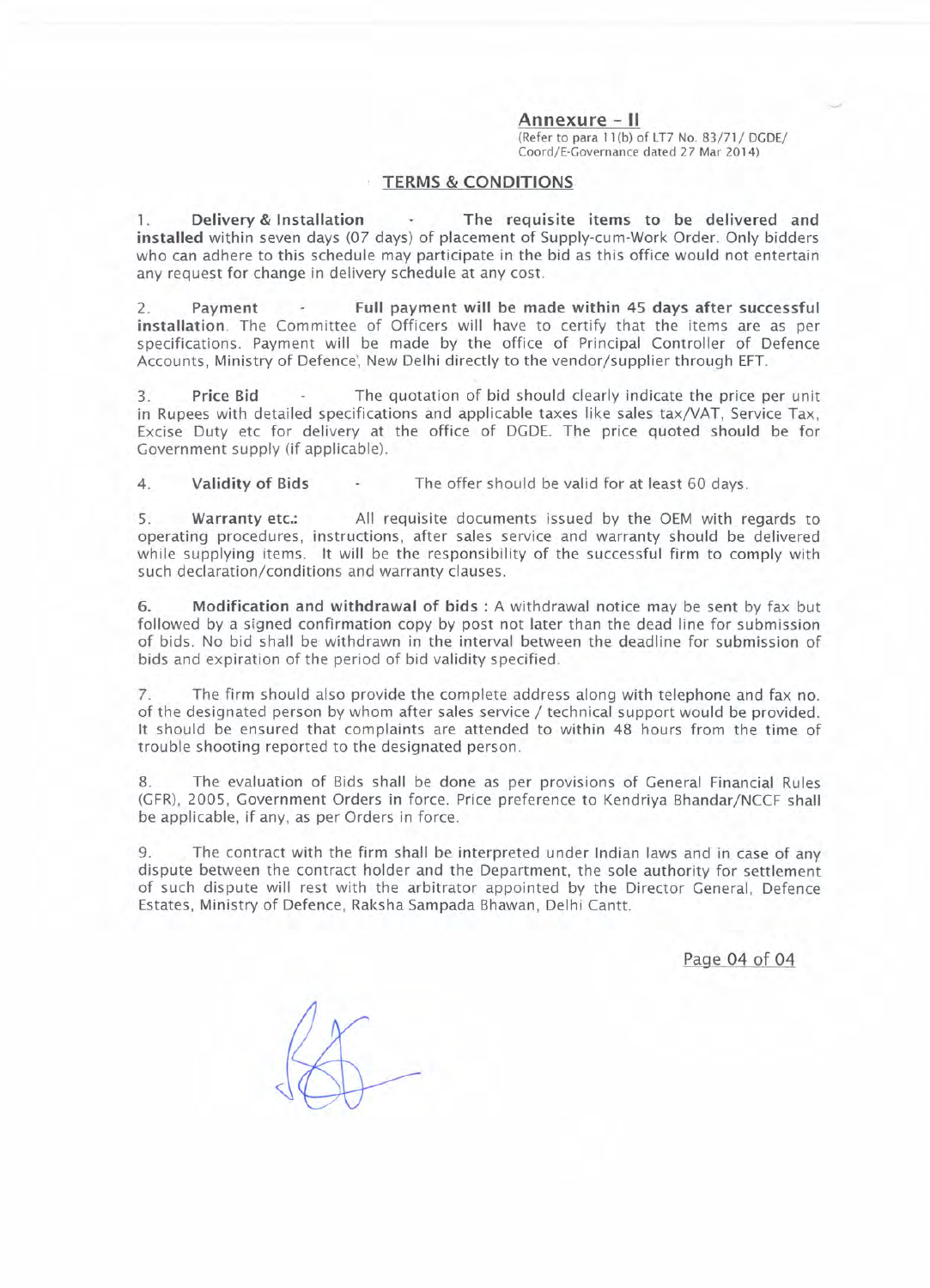## Annexure – II

(Refer to para 11(b) of LT7 No. 83/71/ DGDE/ Coord/E-Governance dated 27 Mar 2014)

### TERMS & CONDITIONS

1. **Delivery & Installation** - **The requisite items to be delivered and installed** within seven days (07 days) of placement of Supply-cum-Work Order. Only bidders who can adhere to this schedule may participate in the bid as this office would not entertain any request for change in delivery schedule at any cost.

2. **Payment** - **Full payment will be made within 45 days after successful installation**. The Committee of Officers will have to certify that the items are as per specifications. Payment will be made by the office of Principal Controller of Defence Accounts, Ministry of Defence, New Delhi directly to the vendor/supplier through EFT.

3. **Price Bid** - The quotation of bid should clearly indicate the price per unit in Rupees with detailed specifications and applicable taxes like sales tax/VAT, Service Tax, Excise Duty etc for delivery at the office of DGDE. The price quoted should be for Government supply (if applicable).

4. **Validity of Bids** - The offer should be valid for at least 60 days.

5. **Warranty etc.:** All requisite documents issued by the OEM with regards to operating procedures, instructions, after sales service and warranty should be delivered while supplying items. It will be the responsibility of the successful firm to comply with such declaration/conditions and warranty clauses.

6. **Modification and withdrawal of bids :** A withdrawal notice may be sent by fax but followed by a signed confirmation copy by post not later than the dead line for submission of bids. No bid shall be withdrawn in the interval between the deadline for submission of bids and expiration of the period of bid validity specified.

7. The firm should also provide the complete address along with telephone and fax no. of the designated person by whom after sales service / technical support would be provided. It should be ensured that complaints are attended to within 48 hours from the time of trouble shooting reported to the designated person.

8. The evaluation of Bids shall be done as per provisions of General Financial Rules (GFR), 2005, Government Orders in force. Price preference to Kendriya Bhandar/NCCF shall be applicable, if any, as per Orders in force.

9. The contract with the firm shall be interpreted under Indian laws and in case of any dispute between the contract holder and the Department, the sole authority for settlement of such dispute will rest with the arbitrator appointed by the Director General, Defence Estates, Ministry of Defence, Raksha Sampada Bhawan, Delhi Cantt.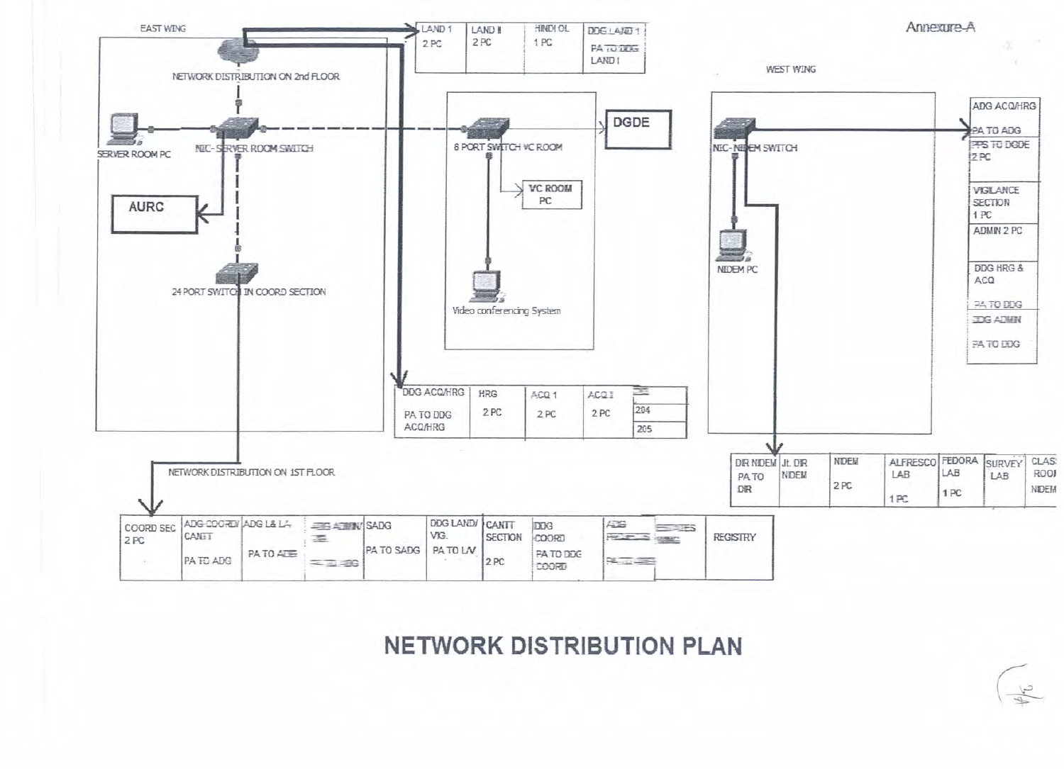Annexure-A

EAST WING

NETWORK DISTRIBUTION ON 2nd FLOOR

| LAND 1 2 PC | LAND II 2 PC | HINDI OL 1 PC | DDG LAND 1 PA TO DDG LAND I |
|---|---|---|---|

SERVER ROOM PC

NIC- SERVER ROOM SWITCH

8 PORT SWITCH VC ROOM

DGDE

VC ROOM PC

Video conferencing System

AURC

24 PORT SWITCH IN COORD SECTION

| DDG ACQ/HRG PA TO DDG ACQ/HRG | HRG 2 PC | ACQ 1 2 PC | ACQ II 2 PC | 204 205 |
|---|---|---|---|---|

NETWORK DISTRIBUTION ON 1ST FLOOR

| COORD SEC 2 PC | ADG COORD/ CANTT PA TO ADG | ADG L& LA PA TO ADG | ADG ADMN/ PA TO ADG | SADG PA TO SADG | DDG LAND/ VIG. PA TO L/V | CANTT SECTION 2 PC | DDG COORD PA TO DDG COORD | ADG PROJECTS PA TO ADG | ESTATES | REGISTRY |
|---|---|---|---|---|---|---|---|---|---|---|

WEST WING

NIC- NIDEM SWITCH

NIDEM PC

| ADG ACQ/HRG |
|---|
| PA TO ADG |
| PPS TO DGDE 2 PC |
| VIGILANCE SECTION 1 PC |
| ADMIN 2 PC |
| DDG HRG & ACQ |
| PA TO DDG |
| DDG ADMN |
| PA TO DDG |

| DIR NIDEM PA TO DIR | Jt. DIR NIDEM | NIDEM 2 PC | ALFRESCO LAB 1 PC | FEDORA LAB 1 PC | SURVEY LAB | CLASS ROOM NIDEM |
|---|---|---|---|---|---|---|

# NETWORK DISTRIBUTION PLAN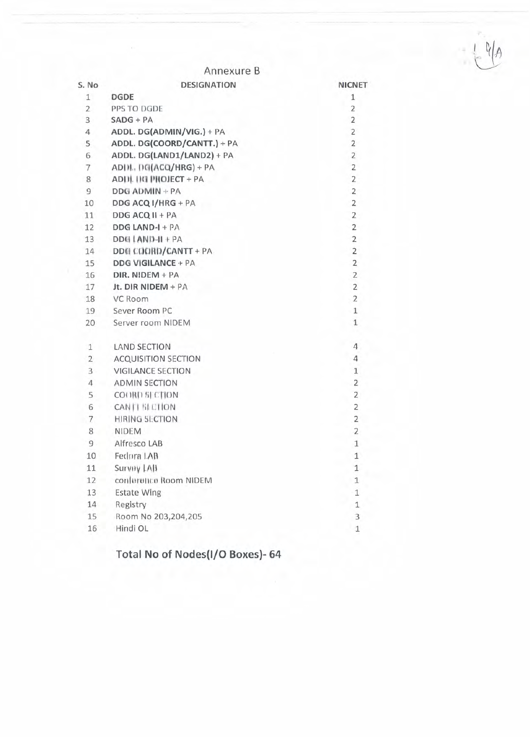# Annexure B

| S. No | DESIGNATION | NICNET |
|---|---|---|
| 1 | **DGDE** | 1 |
| 2 | PPS TO DGDE | 2 |
| 3 | **SADG** + PA | 2 |
| 4 | **ADDL. DG(ADMIN/VIG.)** + PA | 2 |
| 5 | **ADDL. DG(COORD/CANTT.)** + PA | 2 |
| 6 | **ADDL. DG(LAND1/LAND2)** + PA | 2 |
| 7 | **ADDL. DG(ACQ/HRG)** + PA | 2 |
| 8 | **ADDL DG PROJECT** + PA | 2 |
| 9 | **DDG ADMIN** + PA | 2 |
| 10 | **DDG ACQ I/HRG** + PA | 2 |
| 11 | **DDG ACQ II** + PA | 2 |
| 12 | **DDG LAND-I** + PA | 2 |
| 13 | **DDG LAND-II** + PA | 2 |
| 14 | **DDG COORD/CANTT** + PA | 2 |
| 15 | **DDG VIGILANCE** + PA | 2 |
| 16 | **DIR. NIDEM** + PA | 2 |
| 17 | **Jt. DIR NIDEM** + PA | 2 |
| 18 | VC Room | 2 |
| 19 | Sever Room PC | 1 |
| 20 | Server room NIDEM | 1 |
| | | |
| 1 | LAND SECTION | 4 |
| 2 | ACQUISITION SECTION | 4 |
| 3 | VIGILANCE SECTION | 1 |
| 4 | ADMIN SECTION | 2 |
| 5 | COORD SECTION | 2 |
| 6 | CANTT SECTION | 2 |
| 7 | HIRING SECTION | 2 |
| 8 | NIDEM | 2 |
| 9 | Alfresco LAB | 1 |
| 10 | Fedora LAB | 1 |
| 11 | Survey LAB | 1 |
| 12 | conference Room NIDEM | 1 |
| 13 | Estate Wing | 1 |
| 14 | Registry | 1 |
| 15 | Room No 203,204,205 | 3 |
| 16 | Hindi OL | 1 |

**Total No of Nodes(I/O Boxes)- 64**